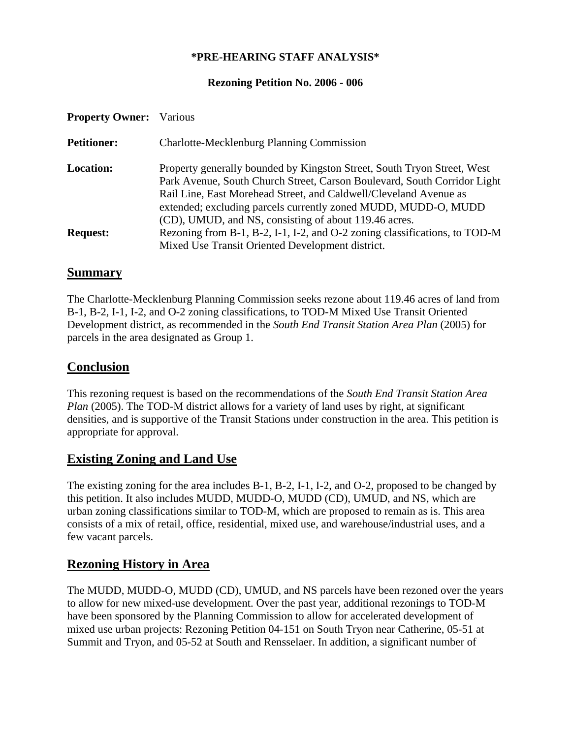**\*PRE-HEARING STAFF ANALYSIS\***

**Rezoning Petition No. 2006 - 006**

**Property Owner:** Various

**Petitioner:** Charlotte-Mecklenburg Planning Commission

**Location:** Property generally bounded by Kingston Street, South Tryon Street, West Park Avenue, South Church Street, Carson Boulevard, South Corridor Light Rail Line, East Morehead Street, and Caldwell/Cleveland Avenue as extended; excluding parcels currently zoned MUDD, MUDD-O, MUDD (CD), UMUD, and NS, consisting of about 119.46 acres.

**Request:** Rezoning from B-1, B-2, I-1, I-2, and O-2 zoning classifications, to TOD-M Mixed Use Transit Oriented Development district.

## Summary

The Charlotte-Mecklenburg Planning Commission seeks rezone about 119.46 acres of land from B-1, B-2, I-1, I-2, and O-2 zoning classifications, to TOD-M Mixed Use Transit Oriented Development district, as recommended in the *South End Transit Station Area Plan* (2005) for parcels in the area designated as Group 1.

## Conclusion

This rezoning request is based on the recommendations of the *South End Transit Station Area Plan* (2005). The TOD-M district allows for a variety of land uses by right, at significant densities, and is supportive of the Transit Stations under construction in the area. This petition is appropriate for approval.

## Existing Zoning and Land Use

The existing zoning for the area includes B-1, B-2, I-1, I-2, and O-2, proposed to be changed by this petition. It also includes MUDD, MUDD-O, MUDD (CD), UMUD, and NS, which are urban zoning classifications similar to TOD-M, which are proposed to remain as is. This area consists of a mix of retail, office, residential, mixed use, and warehouse/industrial uses, and a few vacant parcels.

## Rezoning History in Area

The MUDD, MUDD-O, MUDD (CD), UMUD, and NS parcels have been rezoned over the years to allow for new mixed-use development. Over the past year, additional rezonings to TOD-M have been sponsored by the Planning Commission to allow for accelerated development of mixed use urban projects: Rezoning Petition 04-151 on South Tryon near Catherine, 05-51 at Summit and Tryon, and 05-52 at South and Rensselaer. In addition, a significant number of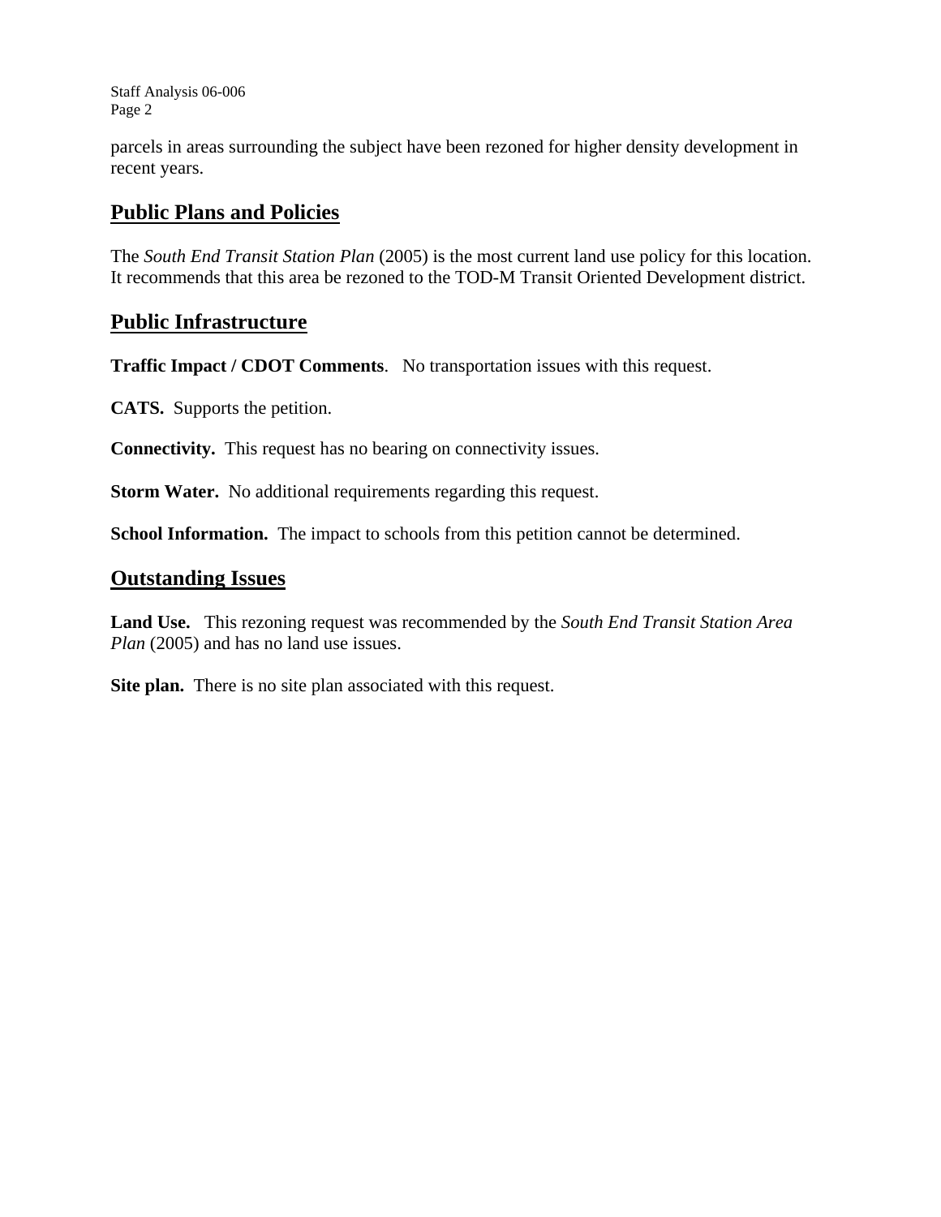parcels in areas surrounding the subject have been rezoned for higher density development in recent years.

## Public Plans and Policies

The *South End Transit Station Plan* (2005) is the most current land use policy for this location. It recommends that this area be rezoned to the TOD-M Transit Oriented Development district.

## Public Infrastructure

**Traffic Impact / CDOT Comments**. No transportation issues with this request.

**CATS.** Supports the petition.

**Connectivity.** This request has no bearing on connectivity issues.

**Storm Water.** No additional requirements regarding this request.

**School Information.** The impact to schools from this petition cannot be determined.

## Outstanding Issues

**Land Use.** This rezoning request was recommended by the *South End Transit Station Area Plan* (2005) and has no land use issues.

**Site plan.** There is no site plan associated with this request.